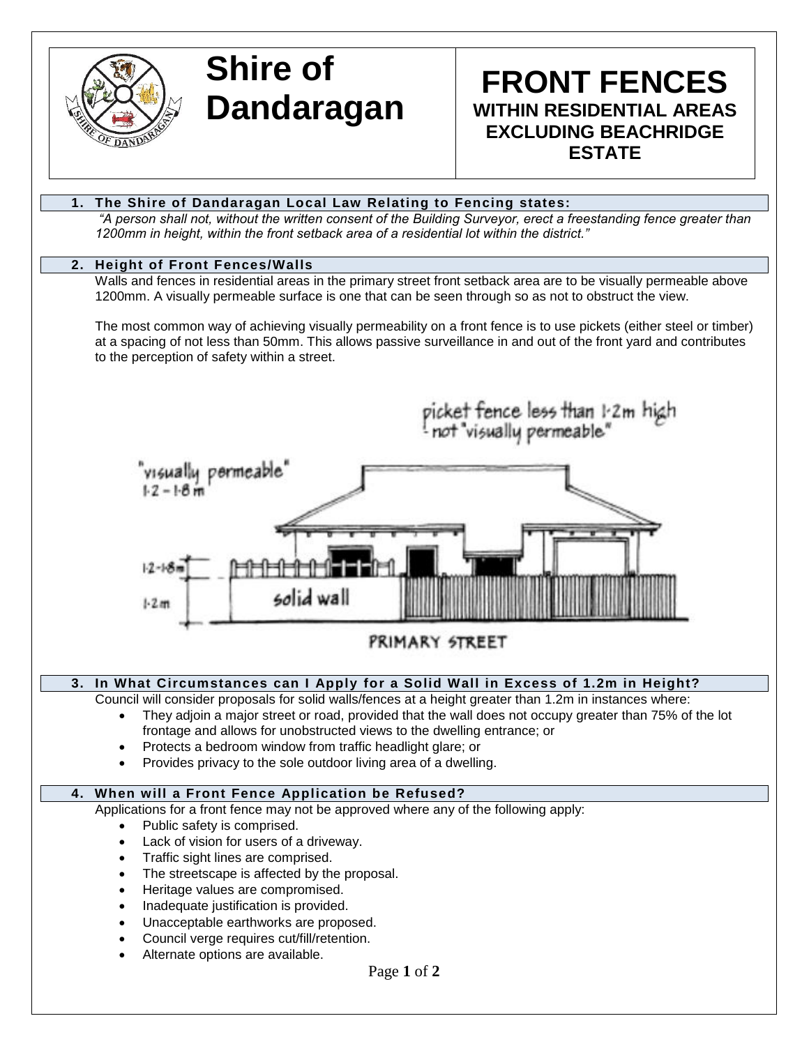# Shire of Dandaragan

# FRONT FENCES

## WITHIN RESIDENTIAL AREAS EXCLUDING BEACHRIDGE ESTATE

### 1. The Shire of Dandaragan Local Law Relating to Fencing states:

*"A person shall not, without the written consent of the Building Surveyor, erect a freestanding fence greater than 1200mm in height, within the front setback area of a residential lot within the district."*

### 2. Height of Front Fences/Walls

Walls and fences in residential areas in the primary street front setback area are to be visually permeable above 1200mm. A visually permeable surface is one that can be seen through so as not to obstruct the view.

The most common way of achieving visually permeability on a front fence is to use pickets (either steel or timber) at a spacing of not less than 50mm. This allows passive surveillance in and out of the front yard and contributes to the perception of safety within a street.

### 3. In What Circumstances can I Apply for a Solid Wall in Excess of 1.2m in Height?

Council will consider proposals for solid walls/fences at a height greater than 1.2m in instances where:

- They adjoin a major street or road, provided that the wall does not occupy greater than 75% of the lot frontage and allows for unobstructed views to the dwelling entrance; or
- Protects a bedroom window from traffic headlight glare; or
- Provides privacy to the sole outdoor living area of a dwelling.

### 4. When will a Front Fence Application be Refused?

Applications for a front fence may not be approved where any of the following apply:

- Public safety is comprised.
- Lack of vision for users of a driveway.
- Traffic sight lines are comprised.
- The streetscape is affected by the proposal.
- Heritage values are compromised.
- Inadequate justification is provided.
- Unacceptable earthworks are proposed.
- Council verge requires cut/fill/retention.
- Alternate options are available.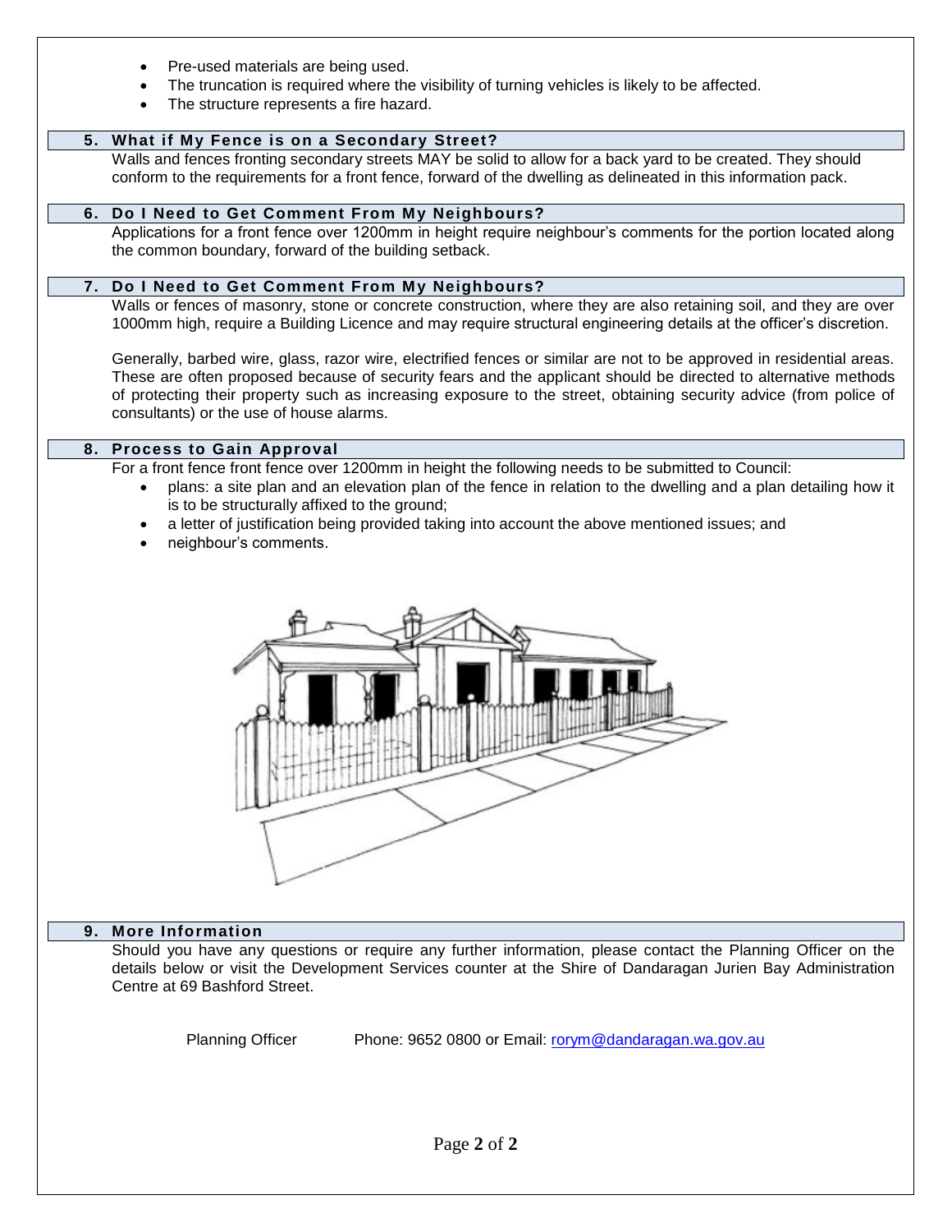- Pre-used materials are being used.
- The truncation is required where the visibility of turning vehicles is likely to be affected.
- The structure represents a fire hazard.

## 5. What if My Fence is on a Secondary Street?

Walls and fences fronting secondary streets MAY be solid to allow for a back yard to be created. They should conform to the requirements for a front fence, forward of the dwelling as delineated in this information pack.

## 6. Do I Need to Get Comment From My Neighbours?

Applications for a front fence over 1200mm in height require neighbour's comments for the portion located along the common boundary, forward of the building setback.

## 7. Do I Need to Get Comment From My Neighbours?

Walls or fences of masonry, stone or concrete construction, where they are also retaining soil, and they are over 1000mm high, require a Building Licence and may require structural engineering details at the officer's discretion.

Generally, barbed wire, glass, razor wire, electrified fences or similar are not to be approved in residential areas. These are often proposed because of security fears and the applicant should be directed to alternative methods of protecting their property such as increasing exposure to the street, obtaining security advice (from police of consultants) or the use of house alarms.

## 8. Process to Gain Approval

For a front fence front fence over 1200mm in height the following needs to be submitted to Council:

- plans: a site plan and an elevation plan of the fence in relation to the dwelling and a plan detailing how it is to be structurally affixed to the ground;
- a letter of justification being provided taking into account the above mentioned issues; and
- neighbour's comments.

## 9. More Information

Should you have any questions or require any further information, please contact the Planning Officer on the details below or visit the Development Services counter at the Shire of Dandaragan Jurien Bay Administration Centre at 69 Bashford Street.

Planning Officer    Phone: 9652 0800 or Email: rorym@dandaragan.wa.gov.au